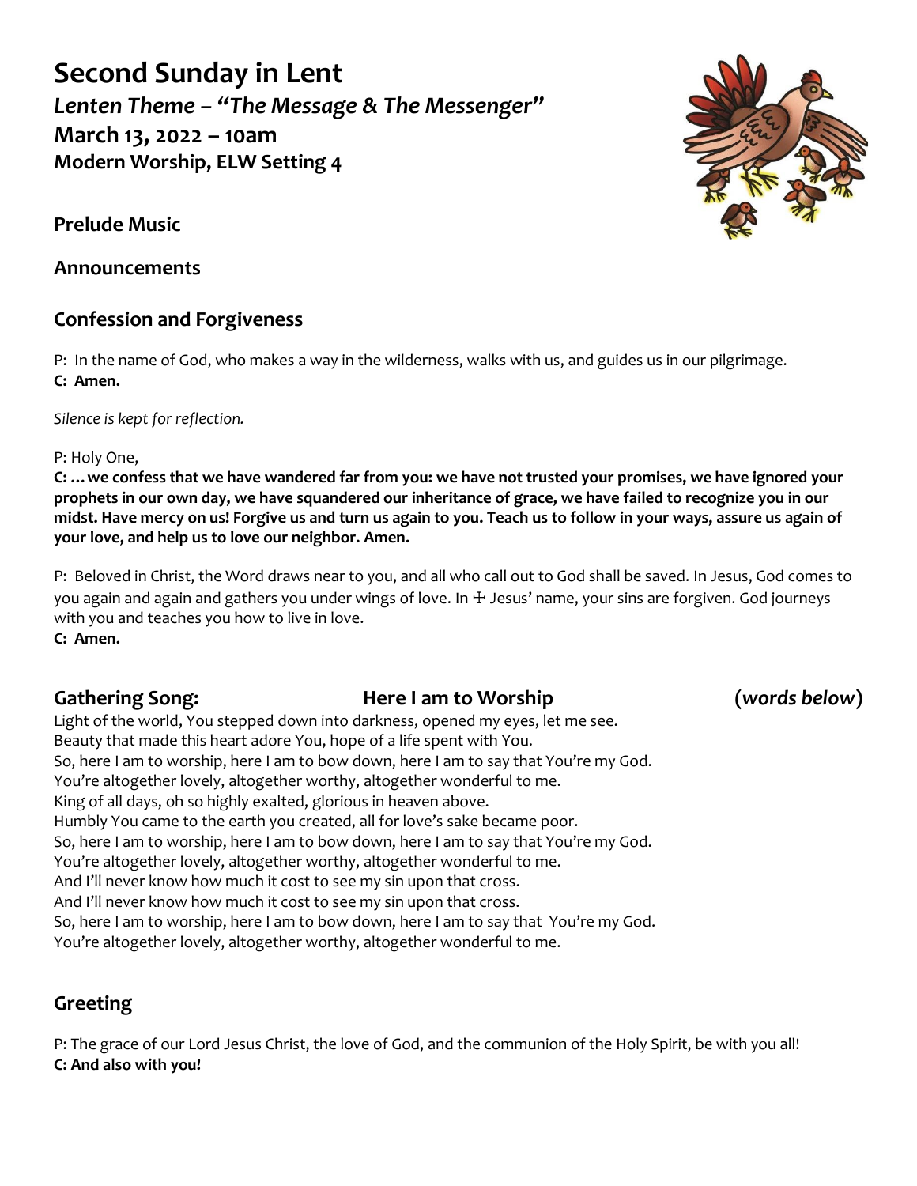# Second Sunday in Lent

***Lenten Theme – "The Message & The Messenger"***

**March 13, 2022 – 10am**

**Modern Worship, ELW Setting 4**

## Prelude Music

## Announcements

## Confession and Forgiveness

P: In the name of God, who makes a way in the wilderness, walks with us, and guides us in our pilgrimage.
**C: Amen.**

*Silence is kept for reflection.*

P: Holy One,
**C: …we confess that we have wandered far from you: we have not trusted your promises, we have ignored your prophets in our own day, we have squandered our inheritance of grace, we have failed to recognize you in our midst. Have mercy on us! Forgive us and turn us again to you. Teach us to follow in your ways, assure us again of your love, and help us to love our neighbor. Amen.**

P: Beloved in Christ, the Word draws near to you, and all who call out to God shall be saved. In Jesus, God comes to you again and again and gathers you under wings of love. In ☩ Jesus' name, your sins are forgiven. God journeys with you and teaches you how to live in love.
**C: Amen.**

## Gathering Song: Here I am to Worship (*words below*)

Light of the world, You stepped down into darkness, opened my eyes, let me see.
Beauty that made this heart adore You, hope of a life spent with You.
So, here I am to worship, here I am to bow down, here I am to say that You're my God.
You're altogether lovely, altogether worthy, altogether wonderful to me.
King of all days, oh so highly exalted, glorious in heaven above.
Humbly You came to the earth you created, all for love's sake became poor.
So, here I am to worship, here I am to bow down, here I am to say that You're my God.
You're altogether lovely, altogether worthy, altogether wonderful to me.
And I'll never know how much it cost to see my sin upon that cross.
And I'll never know how much it cost to see my sin upon that cross.
So, here I am to worship, here I am to bow down, here I am to say that You're my God.
You're altogether lovely, altogether worthy, altogether wonderful to me.

## Greeting

P: The grace of our Lord Jesus Christ, the love of God, and the communion of the Holy Spirit, be with you all!
**C: And also with you!**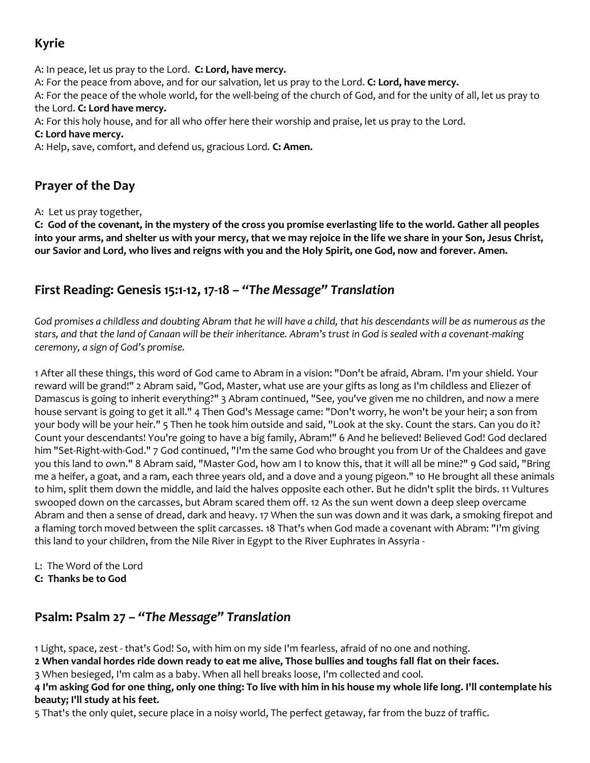## Kyrie

A: In peace, let us pray to the Lord. **C: Lord, have mercy.**
A: For the peace from above, and for our salvation, let us pray to the Lord. **C: Lord, have mercy.**
A: For the peace of the whole world, for the well-being of the church of God, and for the unity of all, let us pray to the Lord. **C: Lord have mercy.**
A: For this holy house, and for all who offer here their worship and praise, let us pray to the Lord.
**C: Lord have mercy.**
A: Help, save, comfort, and defend us, gracious Lord. **C: Amen.**

## Prayer of the Day

A: Let us pray together,
**C: God of the covenant, in the mystery of the cross you promise everlasting life to the world. Gather all peoples into your arms, and shelter us with your mercy, that we may rejoice in the life we share in your Son, Jesus Christ, our Savior and Lord, who lives and reigns with you and the Holy Spirit, one God, now and forever. Amen.**

## First Reading: Genesis 15:1-12, 17-18 – *"The Message" Translation*

*God promises a childless and doubting Abram that he will have a child, that his descendants will be as numerous as the stars, and that the land of Canaan will be their inheritance. Abram's trust in God is sealed with a covenant-making ceremony, a sign of God's promise.*

1 After all these things, this word of God came to Abram in a vision: "Don't be afraid, Abram. I'm your shield. Your reward will be grand!" 2 Abram said, "God, Master, what use are your gifts as long as I'm childless and Eliezer of Damascus is going to inherit everything?" 3 Abram continued, "See, you've given me no children, and now a mere house servant is going to get it all." 4 Then God's Message came: "Don't worry, he won't be your heir; a son from your body will be your heir." 5 Then he took him outside and said, "Look at the sky. Count the stars. Can you do it? Count your descendants! You're going to have a big family, Abram!" 6 And he believed! Believed God! God declared him "Set-Right-with-God." 7 God continued, "I'm the same God who brought you from Ur of the Chaldees and gave you this land to own." 8 Abram said, "Master God, how am I to know this, that it will all be mine?" 9 God said, "Bring me a heifer, a goat, and a ram, each three years old, and a dove and a young pigeon." 10 He brought all these animals to him, split them down the middle, and laid the halves opposite each other. But he didn't split the birds. 11 Vultures swooped down on the carcasses, but Abram scared them off. 12 As the sun went down a deep sleep overcame Abram and then a sense of dread, dark and heavy. 17 When the sun was down and it was dark, a smoking firepot and a flaming torch moved between the split carcasses. 18 That's when God made a covenant with Abram: "I'm giving this land to your children, from the Nile River in Egypt to the River Euphrates in Assyria -

L: The Word of the Lord
**C: Thanks be to God**

## Psalm: Psalm 27 – *"The Message" Translation*

1 Light, space, zest - that's God! So, with him on my side I'm fearless, afraid of no one and nothing.
**2 When vandal hordes ride down ready to eat me alive, Those bullies and toughs fall flat on their faces.**
3 When besieged, I'm calm as a baby. When all hell breaks loose, I'm collected and cool.
**4 I'm asking God for one thing, only one thing: To live with him in his house my whole life long. I'll contemplate his beauty; I'll study at his feet.**
5 That's the only quiet, secure place in a noisy world, The perfect getaway, far from the buzz of traffic.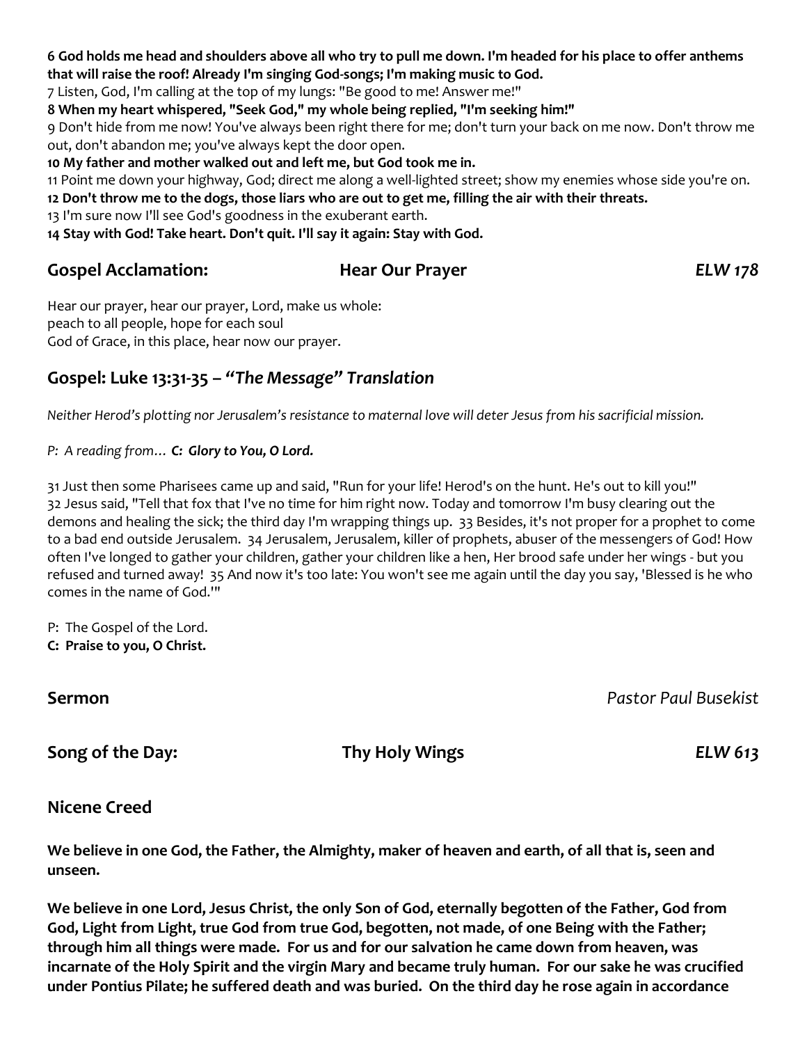**6 God holds me head and shoulders above all who try to pull me down. I'm headed for his place to offer anthems that will raise the roof! Already I'm singing God-songs; I'm making music to God.**

7 Listen, God, I'm calling at the top of my lungs: "Be good to me! Answer me!"

**8 When my heart whispered, "Seek God," my whole being replied, "I'm seeking him!"**

9 Don't hide from me now! You've always been right there for me; don't turn your back on me now. Don't throw me out, don't abandon me; you've always kept the door open.

**10 My father and mother walked out and left me, but God took me in.**

11 Point me down your highway, God; direct me along a well-lighted street; show my enemies whose side you're on.

**12 Don't throw me to the dogs, those liars who are out to get me, filling the air with their threats.**

13 I'm sure now I'll see God's goodness in the exuberant earth.

**14 Stay with God! Take heart. Don't quit. I'll say it again: Stay with God.**

## Gospel Acclamation: Hear Our Prayer *ELW 178*

Hear our prayer, hear our prayer, Lord, make us whole:
peach to all people, hope for each soul
God of Grace, in this place, hear now our prayer.

## Gospel: Luke 13:31-35 – *"The Message" Translation*

*Neither Herod's plotting nor Jerusalem's resistance to maternal love will deter Jesus from his sacrificial mission.*

*P: A reading from…* ***C: Glory to You, O Lord.***

31 Just then some Pharisees came up and said, "Run for your life! Herod's on the hunt. He's out to kill you!" 32 Jesus said, "Tell that fox that I've no time for him right now. Today and tomorrow I'm busy clearing out the demons and healing the sick; the third day I'm wrapping things up. 33 Besides, it's not proper for a prophet to come to a bad end outside Jerusalem. 34 Jerusalem, Jerusalem, killer of prophets, abuser of the messengers of God! How often I've longed to gather your children, gather your children like a hen, Her brood safe under her wings - but you refused and turned away! 35 And now it's too late: You won't see me again until the day you say, 'Blessed is he who comes in the name of God.'"

P: The Gospel of the Lord.
**C: Praise to you, O Christ.**

## Sermon *Pastor Paul Busekist*

## Song of the Day: Thy Holy Wings *ELW 613*

## Nicene Creed

**We believe in one God, the Father, the Almighty, maker of heaven and earth, of all that is, seen and unseen.**

**We believe in one Lord, Jesus Christ, the only Son of God, eternally begotten of the Father, God from God, Light from Light, true God from true God, begotten, not made, of one Being with the Father; through him all things were made. For us and for our salvation he came down from heaven, was incarnate of the Holy Spirit and the virgin Mary and became truly human. For our sake he was crucified under Pontius Pilate; he suffered death and was buried. On the third day he rose again in accordance**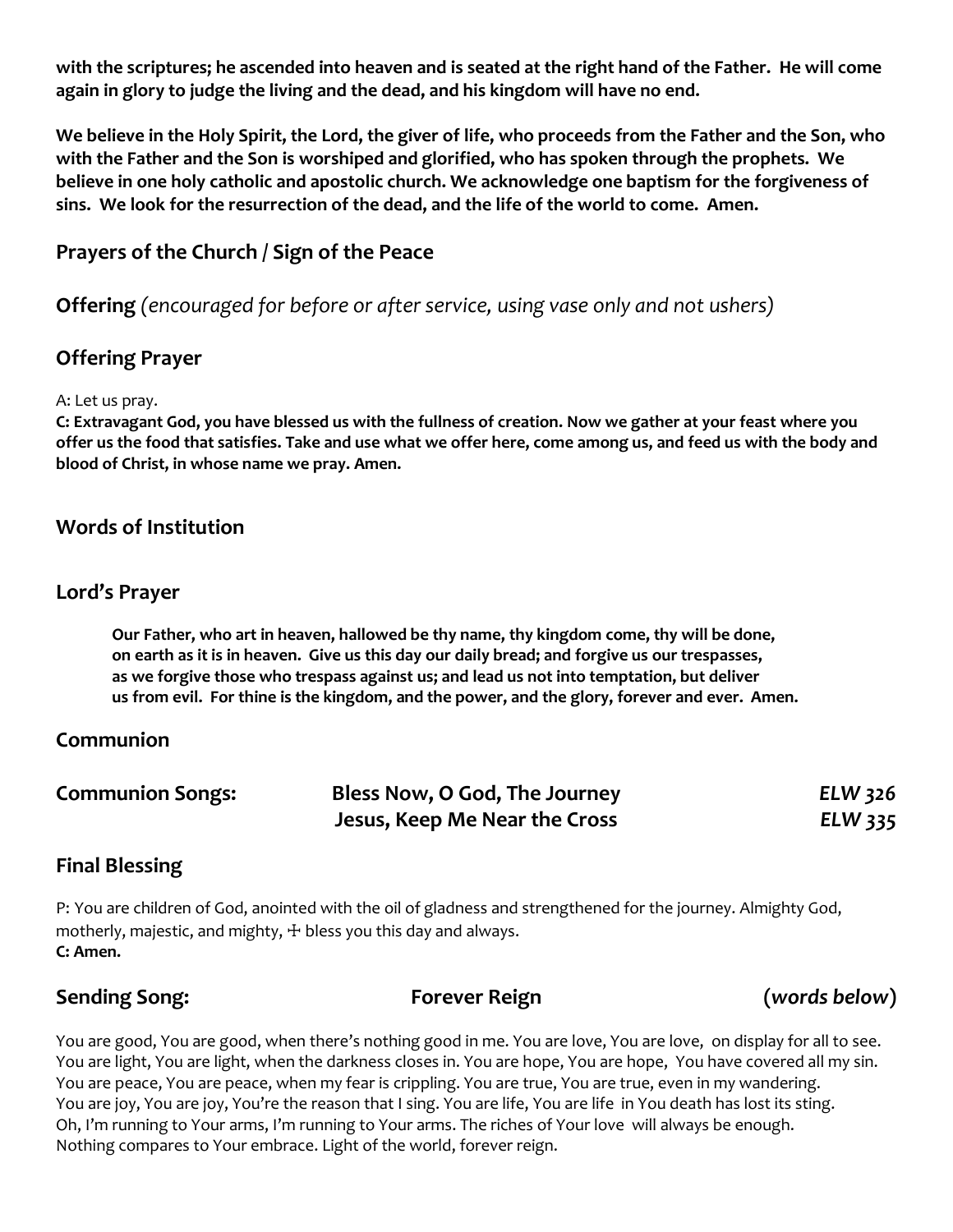**with the scriptures; he ascended into heaven and is seated at the right hand of the Father. He will come again in glory to judge the living and the dead, and his kingdom will have no end.**

**We believe in the Holy Spirit, the Lord, the giver of life, who proceeds from the Father and the Son, who with the Father and the Son is worshiped and glorified, who has spoken through the prophets. We believe in one holy catholic and apostolic church. We acknowledge one baptism for the forgiveness of sins. We look for the resurrection of the dead, and the life of the world to come. Amen.**

## Prayers of the Church / Sign of the Peace

## Offering *(encouraged for before or after service, using vase only and not ushers)*

## Offering Prayer

A: Let us pray.
**C: Extravagant God, you have blessed us with the fullness of creation. Now we gather at your feast where you offer us the food that satisfies. Take and use what we offer here, come among us, and feed us with the body and blood of Christ, in whose name we pray. Amen.**

## Words of Institution

## Lord's Prayer

**Our Father, who art in heaven, hallowed be thy name, thy kingdom come, thy will be done, on earth as it is in heaven. Give us this day our daily bread; and forgive us our trespasses, as we forgive those who trespass against us; and lead us not into temptation, but deliver us from evil. For thine is the kingdom, and the power, and the glory, forever and ever. Amen.**

## Communion

**Communion Songs:** **Bless Now, O God, The Journey** *ELW 326*
**Jesus, Keep Me Near the Cross** *ELW 335*

## Final Blessing

P: You are children of God, anointed with the oil of gladness and strengthened for the journey. Almighty God, motherly, majestic, and mighty, ☩ bless you this day and always.
**C: Amen.**

## Sending Song: Forever Reign (*words below*)

You are good, You are good, when there's nothing good in me. You are love, You are love, on display for all to see.
You are light, You are light, when the darkness closes in. You are hope, You are hope, You have covered all my sin.
You are peace, You are peace, when my fear is crippling. You are true, You are true, even in my wandering.
You are joy, You are joy, You're the reason that I sing. You are life, You are life in You death has lost its sting.
Oh, I'm running to Your arms, I'm running to Your arms. The riches of Your love will always be enough.
Nothing compares to Your embrace. Light of the world, forever reign.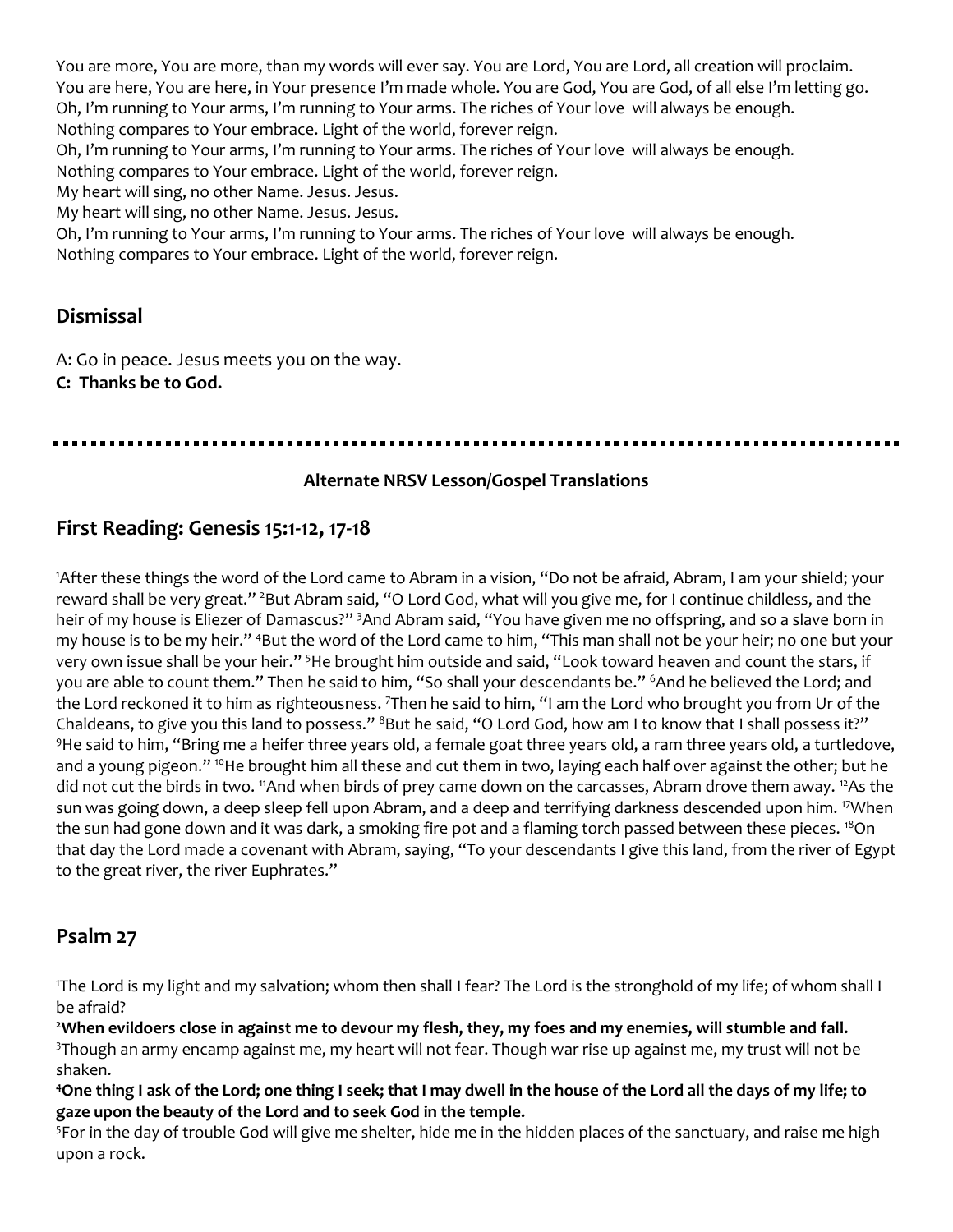You are more, You are more, than my words will ever say. You are Lord, You are Lord, all creation will proclaim.
You are here, You are here, in Your presence I'm made whole. You are God, You are God, of all else I'm letting go.
Oh, I'm running to Your arms, I'm running to Your arms. The riches of Your love will always be enough.
Nothing compares to Your embrace. Light of the world, forever reign.
Oh, I'm running to Your arms, I'm running to Your arms. The riches of Your love will always be enough.
Nothing compares to Your embrace. Light of the world, forever reign.
My heart will sing, no other Name. Jesus. Jesus.
My heart will sing, no other Name. Jesus. Jesus.
Oh, I'm running to Your arms, I'm running to Your arms. The riches of Your love will always be enough.
Nothing compares to Your embrace. Light of the world, forever reign.

## Dismissal

A: Go in peace. Jesus meets you on the way.
**C: Thanks be to God.**

---

**Alternate NRSV Lesson/Gospel Translations**

## First Reading: Genesis 15:1-12, 17-18

[1]After these things the word of the Lord came to Abram in a vision, "Do not be afraid, Abram, I am your shield; your reward shall be very great." [2]But Abram said, "O Lord God, what will you give me, for I continue childless, and the heir of my house is Eliezer of Damascus?" [3]And Abram said, "You have given me no offspring, and so a slave born in my house is to be my heir." [4]But the word of the Lord came to him, "This man shall not be your heir; no one but your very own issue shall be your heir." [5]He brought him outside and said, "Look toward heaven and count the stars, if you are able to count them." Then he said to him, "So shall your descendants be." [6]And he believed the Lord; and the Lord reckoned it to him as righteousness. [7]Then he said to him, "I am the Lord who brought you from Ur of the Chaldeans, to give you this land to possess." [8]But he said, "O Lord God, how am I to know that I shall possess it?" [9]He said to him, "Bring me a heifer three years old, a female goat three years old, a ram three years old, a turtledove, and a young pigeon." [10]He brought him all these and cut them in two, laying each half over against the other; but he did not cut the birds in two. [11]And when birds of prey came down on the carcasses, Abram drove them away. [12]As the sun was going down, a deep sleep fell upon Abram, and a deep and terrifying darkness descended upon him. [17]When the sun had gone down and it was dark, a smoking fire pot and a flaming torch passed between these pieces. [18]On that day the Lord made a covenant with Abram, saying, "To your descendants I give this land, from the river of Egypt to the great river, the river Euphrates."

## Psalm 27

[1]The Lord is my light and my salvation; whom then shall I fear? The Lord is the stronghold of my life; of whom shall I be afraid?
**[2]When evildoers close in against me to devour my flesh, they, my foes and my enemies, will stumble and fall.**
[3]Though an army encamp against me, my heart will not fear. Though war rise up against me, my trust will not be shaken.
**[4]One thing I ask of the Lord; one thing I seek; that I may dwell in the house of the Lord all the days of my life; to gaze upon the beauty of the Lord and to seek God in the temple.**
[5]For in the day of trouble God will give me shelter, hide me in the hidden places of the sanctuary, and raise me high upon a rock.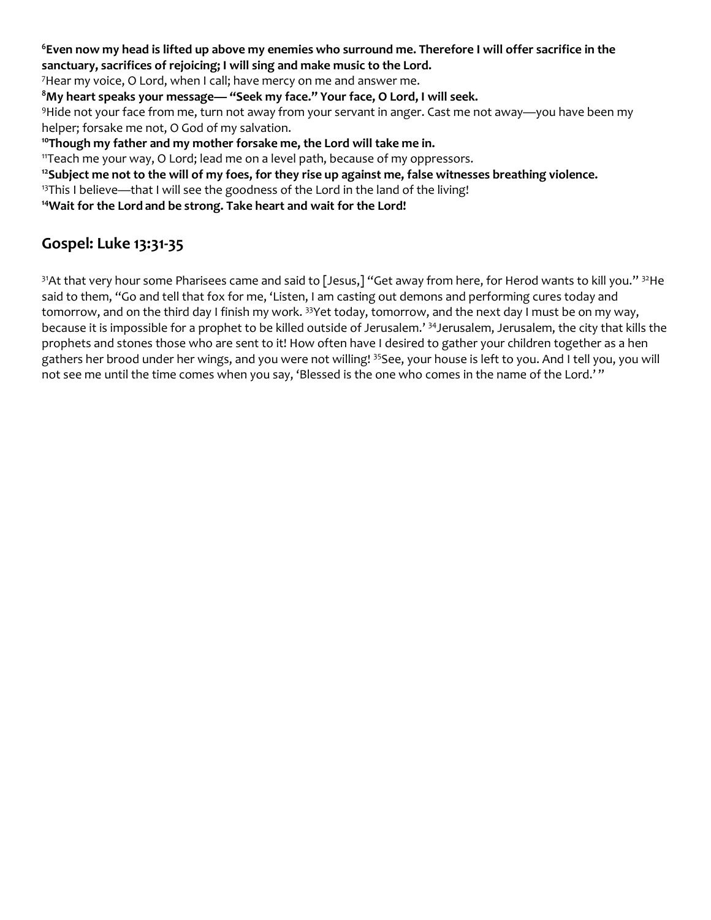[6]**Even now my head is lifted up above my enemies who surround me. Therefore I will offer sacrifice in the sanctuary, sacrifices of rejoicing; I will sing and make music to the Lord.**
[7]Hear my voice, O Lord, when I call; have mercy on me and answer me.
[8]**My heart speaks your message— "Seek my face." Your face, O Lord, I will seek.**
[9]Hide not your face from me, turn not away from your servant in anger. Cast me not away—you have been my helper; forsake me not, O God of my salvation.
[10]**Though my father and my mother forsake me, the Lord will take me in.**
[11]Teach me your way, O Lord; lead me on a level path, because of my oppressors.
[12]**Subject me not to the will of my foes, for they rise up against me, false witnesses breathing violence.**
[13]This I believe—that I will see the goodness of the Lord in the land of the living!
[14]**Wait for the Lord and be strong. Take heart and wait for the Lord!**

## Gospel: Luke 13:31-35

[31]At that very hour some Pharisees came and said to [Jesus,] "Get away from here, for Herod wants to kill you." [32]He said to them, "Go and tell that fox for me, 'Listen, I am casting out demons and performing cures today and tomorrow, and on the third day I finish my work. [33]Yet today, tomorrow, and the next day I must be on my way, because it is impossible for a prophet to be killed outside of Jerusalem.' [34]Jerusalem, Jerusalem, the city that kills the prophets and stones those who are sent to it! How often have I desired to gather your children together as a hen gathers her brood under her wings, and you were not willing! [35]See, your house is left to you. And I tell you, you will not see me until the time comes when you say, 'Blessed is the one who comes in the name of the Lord.' "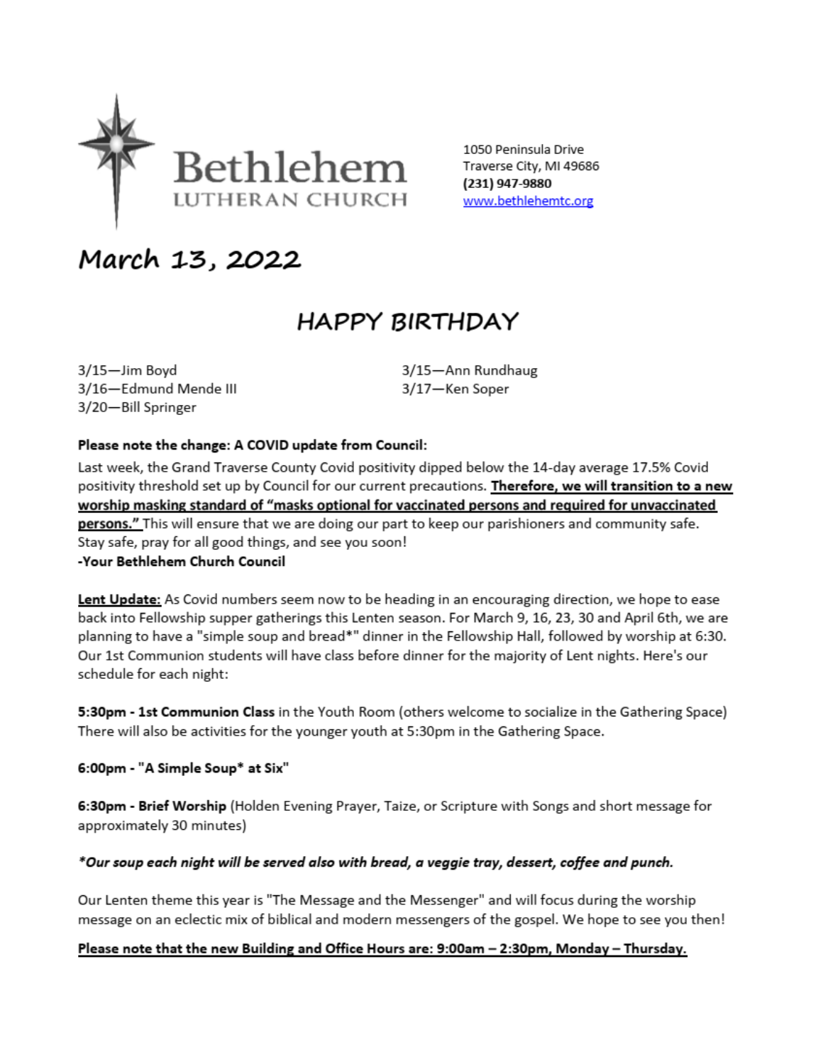# Bethlehem
LUTHERAN CHURCH

1050 Peninsula Drive
Traverse City, MI 49686
**(231) 947-9880**
www.bethlehemtc.org

## March 13, 2022

## HAPPY BIRTHDAY

3/15—Jim Boyd
3/16—Edmund Mende III
3/20—Bill Springer
3/15—Ann Rundhaug
3/17—Ken Soper

**Please note the change: A COVID update from Council:**

Last week, the Grand Traverse County Covid positivity dipped below the 14-day average 17.5% Covid positivity threshold set up by Council for our current precautions. **Therefore, we will transition to a new worship masking standard of "masks optional for vaccinated persons and required for unvaccinated persons."** This will ensure that we are doing our part to keep our parishioners and community safe. Stay safe, pray for all good things, and see you soon!
**-Your Bethlehem Church Council**

**Lent Update:** As Covid numbers seem now to be heading in an encouraging direction, we hope to ease back into Fellowship supper gatherings this Lenten season. For March 9, 16, 23, 30 and April 6th, we are planning to have a "simple soup and bread*" dinner in the Fellowship Hall, followed by worship at 6:30. Our 1st Communion students will have class before dinner for the majority of Lent nights. Here's our schedule for each night:

**5:30pm - 1st Communion Class** in the Youth Room (others welcome to socialize in the Gathering Space) There will also be activities for the younger youth at 5:30pm in the Gathering Space.

**6:00pm - "A Simple Soup* at Six"**

**6:30pm - Brief Worship** (Holden Evening Prayer, Taize, or Scripture with Songs and short message for approximately 30 minutes)

***Our soup each night will be served also with bread, a veggie tray, dessert, coffee and punch.***

Our Lenten theme this year is "The Message and the Messenger" and will focus during the worship message on an eclectic mix of biblical and modern messengers of the gospel. We hope to see you then!

**Please note that the new Building and Office Hours are: 9:00am – 2:30pm, Monday – Thursday.**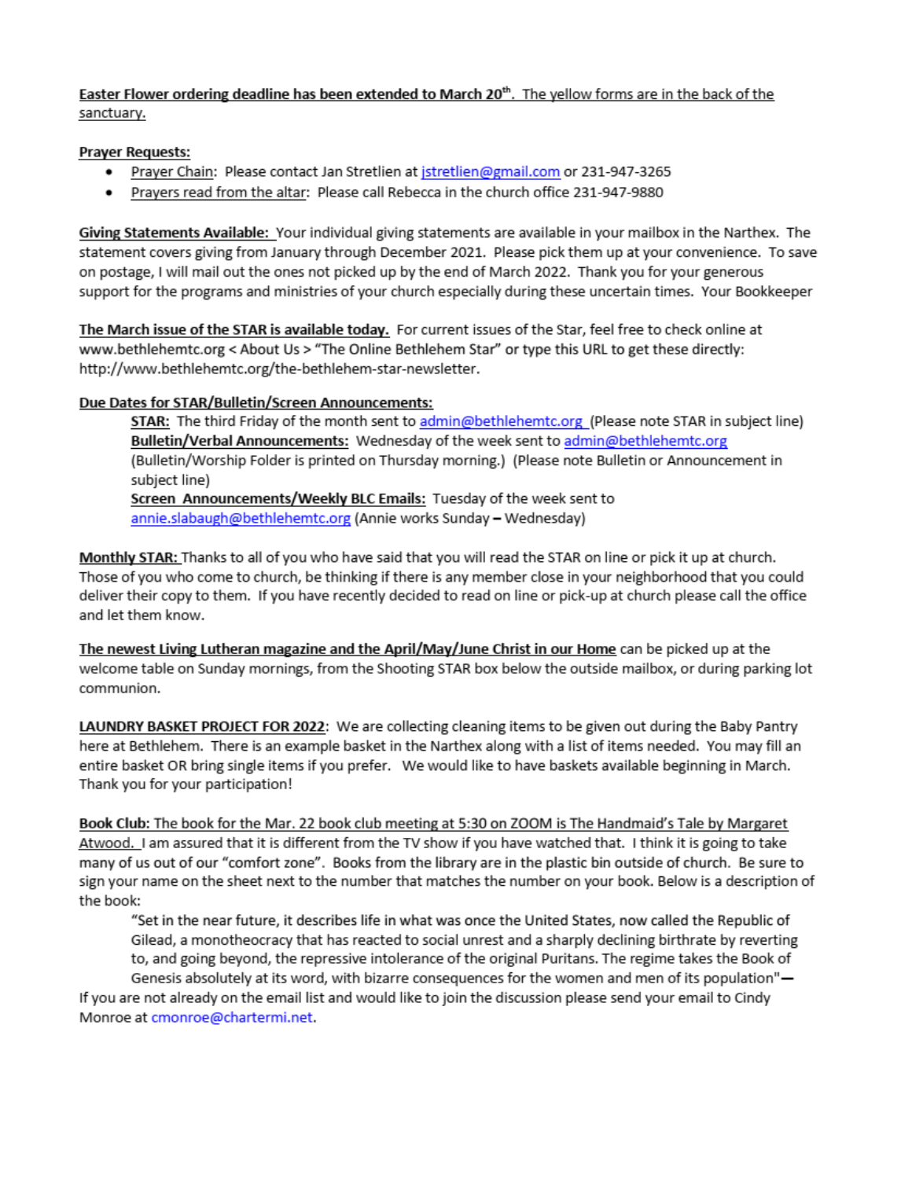**Easter Flower ordering deadline has been extended to March 20th.** The yellow forms are in the back of the sanctuary.

**Prayer Requests:**

- Prayer Chain: Please contact Jan Stretlien at jstretlien@gmail.com or 231-947-3265
- Prayers read from the altar: Please call Rebecca in the church office 231-947-9880

**Giving Statements Available:** Your individual giving statements are available in your mailbox in the Narthex. The statement covers giving from January through December 2021. Please pick them up at your convenience. To save on postage, I will mail out the ones not picked up by the end of March 2022. Thank you for your generous support for the programs and ministries of your church especially during these uncertain times. Your Bookkeeper

**The March issue of the STAR is available today.** For current issues of the Star, feel free to check online at www.bethlehemtc.org < About Us > "The Online Bethlehem Star" or type this URL to get these directly: http://www.bethlehemtc.org/the-bethlehem-star-newsletter.

**Due Dates for STAR/Bulletin/Screen Announcements:**

> **STAR:** The third Friday of the month sent to admin@bethlehemtc.org (Please note STAR in subject line)
> **Bulletin/Verbal Announcements:** Wednesday of the week sent to admin@bethlehemtc.org (Bulletin/Worship Folder is printed on Thursday morning.) (Please note Bulletin or Announcement in subject line)
> **Screen Announcements/Weekly BLC Emails:** Tuesday of the week sent to annie.slabaugh@bethlehemtc.org (Annie works Sunday – Wednesday)

**Monthly STAR:** Thanks to all of you who have said that you will read the STAR on line or pick it up at church. Those of you who come to church, be thinking if there is any member close in your neighborhood that you could deliver their copy to them. If you have recently decided to read on line or pick-up at church please call the office and let them know.

**The newest Living Lutheran magazine and the April/May/June Christ in our Home** can be picked up at the welcome table on Sunday mornings, from the Shooting STAR box below the outside mailbox, or during parking lot communion.

**LAUNDRY BASKET PROJECT FOR 2022**: We are collecting cleaning items to be given out during the Baby Pantry here at Bethlehem. There is an example basket in the Narthex along with a list of items needed. You may fill an entire basket OR bring single items if you prefer. We would like to have baskets available beginning in March. Thank you for your participation!

**Book Club: The book for the Mar. 22 book club meeting at 5:30 on ZOOM is The Handmaid's Tale by Margaret Atwood.** I am assured that it is different from the TV show if you have watched that. I think it is going to take many of us out of our "comfort zone". Books from the library are in the plastic bin outside of church. Be sure to sign your name on the sheet next to the number that matches the number on your book. Below is a description of the book:

> "Set in the near future, it describes life in what was once the United States, now called the Republic of Gilead, a monotheocracy that has reacted to social unrest and a sharply declining birthrate by reverting to, and going beyond, the repressive intolerance of the original Puritans. The regime takes the Book of Genesis absolutely at its word, with bizarre consequences for the women and men of its population"—

If you are not already on the email list and would like to join the discussion please send your email to Cindy Monroe at cmonroe@chartermi.net.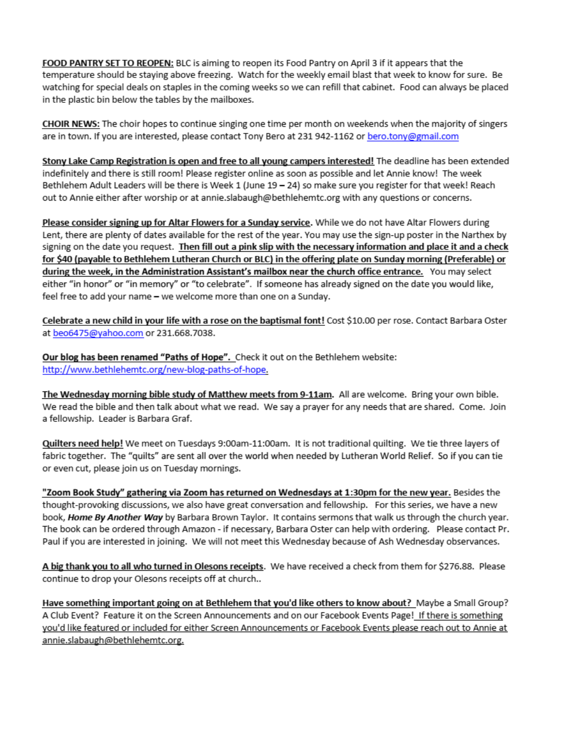**FOOD PANTRY SET TO REOPEN:** BLC is aiming to reopen its Food Pantry on April 3 if it appears that the temperature should be staying above freezing. Watch for the weekly email blast that week to know for sure. Be watching for special deals on staples in the coming weeks so we can refill that cabinet. Food can always be placed in the plastic bin below the tables by the mailboxes.

**CHOIR NEWS:** The choir hopes to continue singing one time per month on weekends when the majority of singers are in town. If you are interested, please contact Tony Bero at 231 942-1162 or bero.tony@gmail.com

**Stony Lake Camp Registration is open and free to all young campers interested!** The deadline has been extended indefinitely and there is still room! Please register online as soon as possible and let Annie know! The week Bethlehem Adult Leaders will be there is Week 1 (June 19 – 24) so make sure you register for that week! Reach out to Annie either after worship or at annie.slabaugh@bethlehemtc.org with any questions or concerns.

**Please consider signing up for Altar Flowers for a Sunday service.** While we do not have Altar Flowers during Lent, there are plenty of dates available for the rest of the year. You may use the sign-up poster in the Narthex by signing on the date you request. **Then fill out a pink slip with the necessary information and place it and a check for $40 (payable to Bethlehem Lutheran Church or BLC) in the offering plate on Sunday morning (Preferable) or during the week, in the Administration Assistant's mailbox near the church office entrance.** You may select either "in honor" or "in memory" or "to celebrate". If someone has already signed on the date you would like, feel free to add your name – we welcome more than one on a Sunday.

**Celebrate a new child in your life with a rose on the baptismal font!** Cost $10.00 per rose. Contact Barbara Oster at beo6475@yahoo.com or 231.668.7038.

**Our blog has been renamed "Paths of Hope".** Check it out on the Bethlehem website: http://www.bethlehemtc.org/new-blog-paths-of-hope.

**The Wednesday morning bible study of Matthew meets from 9-11am.** All are welcome. Bring your own bible. We read the bible and then talk about what we read. We say a prayer for any needs that are shared. Come. Join a fellowship. Leader is Barbara Graf.

**Quilters need help!** We meet on Tuesdays 9:00am-11:00am. It is not traditional quilting. We tie three layers of fabric together. The "quilts" are sent all over the world when needed by Lutheran World Relief. So if you can tie or even cut, please join us on Tuesday mornings.

**"Zoom Book Study" gathering via Zoom has returned on Wednesdays at 1:30pm for the new year.** Besides the thought-provoking discussions, we also have great conversation and fellowship. For this series, we have a new book, ***Home By Another Way*** by Barbara Brown Taylor. It contains sermons that walk us through the church year. The book can be ordered through Amazon - if necessary, Barbara Oster can help with ordering. Please contact Pr. Paul if you are interested in joining. We will not meet this Wednesday because of Ash Wednesday observances.

**A big thank you to all who turned in Olesons receipts.** We have received a check from them for $276.88. Please continue to drop your Olesons receipts off at church..

**Have something important going on at Bethlehem that you'd like others to know about?** Maybe a Small Group? A Club Event? Feature it on the Screen Announcements and on our Facebook Events Page! If there is something you'd like featured or included for either Screen Announcements or Facebook Events please reach out to Annie at annie.slabaugh@bethlehemtc.org.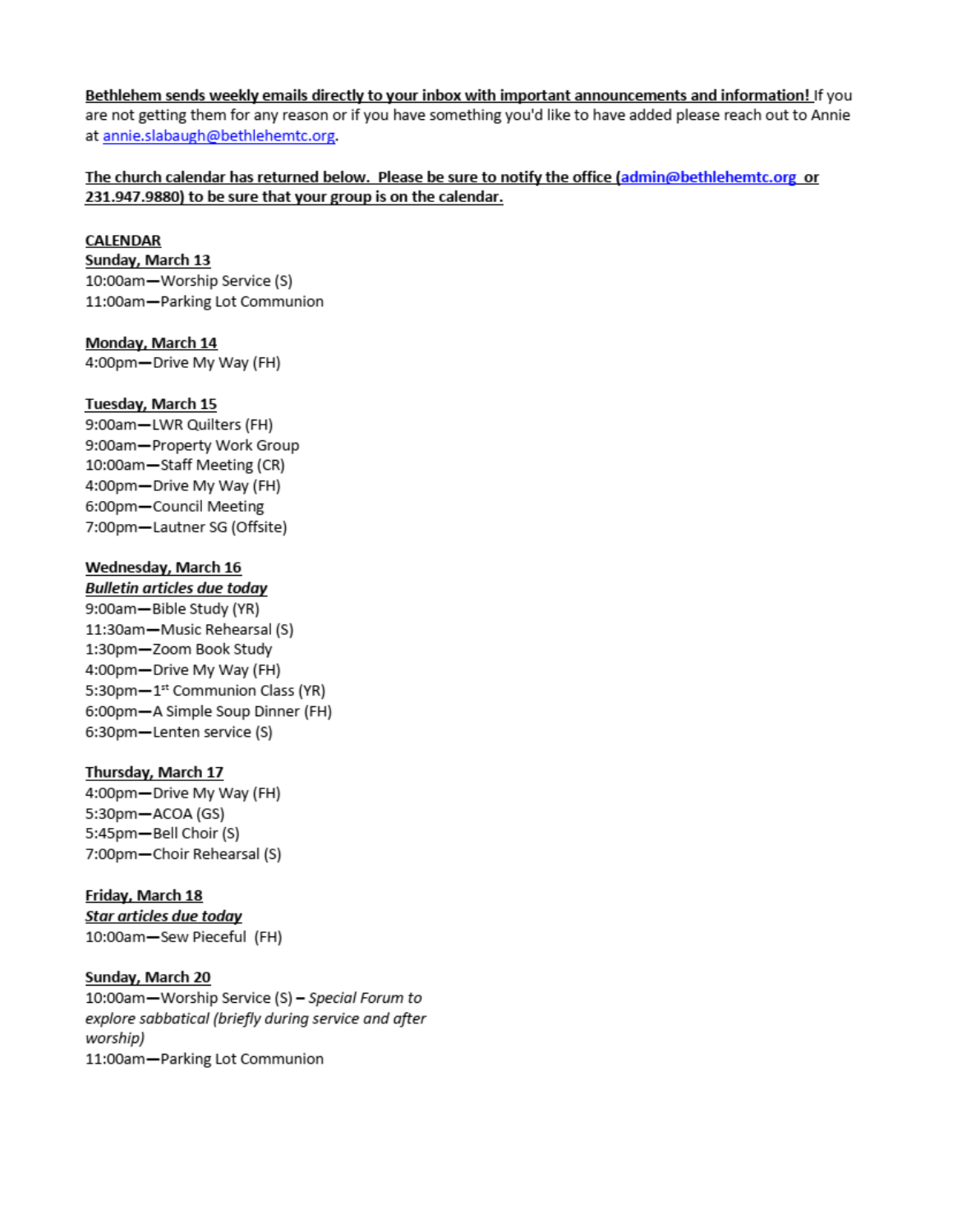**Bethlehem sends weekly emails directly to your inbox with important announcements and information!** If you are not getting them for any reason or if you have something you'd like to have added please reach out to Annie at annie.slabaugh@bethlehemtc.org.

**The church calendar has returned below. Please be sure to notify the office (admin@bethlehemtc.org or 231.947.9880) to be sure that your group is on the calendar.**

**CALENDAR**

**Sunday, March 13**
10:00am—Worship Service (S)
11:00am—Parking Lot Communion

**Monday, March 14**
4:00pm—Drive My Way (FH)

**Tuesday, March 15**
9:00am—LWR Quilters (FH)
9:00am—Property Work Group
10:00am—Staff Meeting (CR)
4:00pm—Drive My Way (FH)
6:00pm—Council Meeting
7:00pm—Lautner SG (Offsite)

**Wednesday, March 16**
***Bulletin articles due today***
9:00am—Bible Study (YR)
11:30am—Music Rehearsal (S)
1:30pm—Zoom Book Study
4:00pm—Drive My Way (FH)
5:30pm—1st Communion Class (YR)
6:00pm—A Simple Soup Dinner (FH)
6:30pm—Lenten service (S)

**Thursday, March 17**
4:00pm—Drive My Way (FH)
5:30pm—ACOA (GS)
5:45pm—Bell Choir (S)
7:00pm—Choir Rehearsal (S)

**Friday, March 18**
***Star articles due today***
10:00am—Sew Pieceful (FH)

**Sunday, March 20**
10:00am—Worship Service (S) – *Special Forum to explore sabbatical (briefly during service and after worship)*
11:00am—Parking Lot Communion